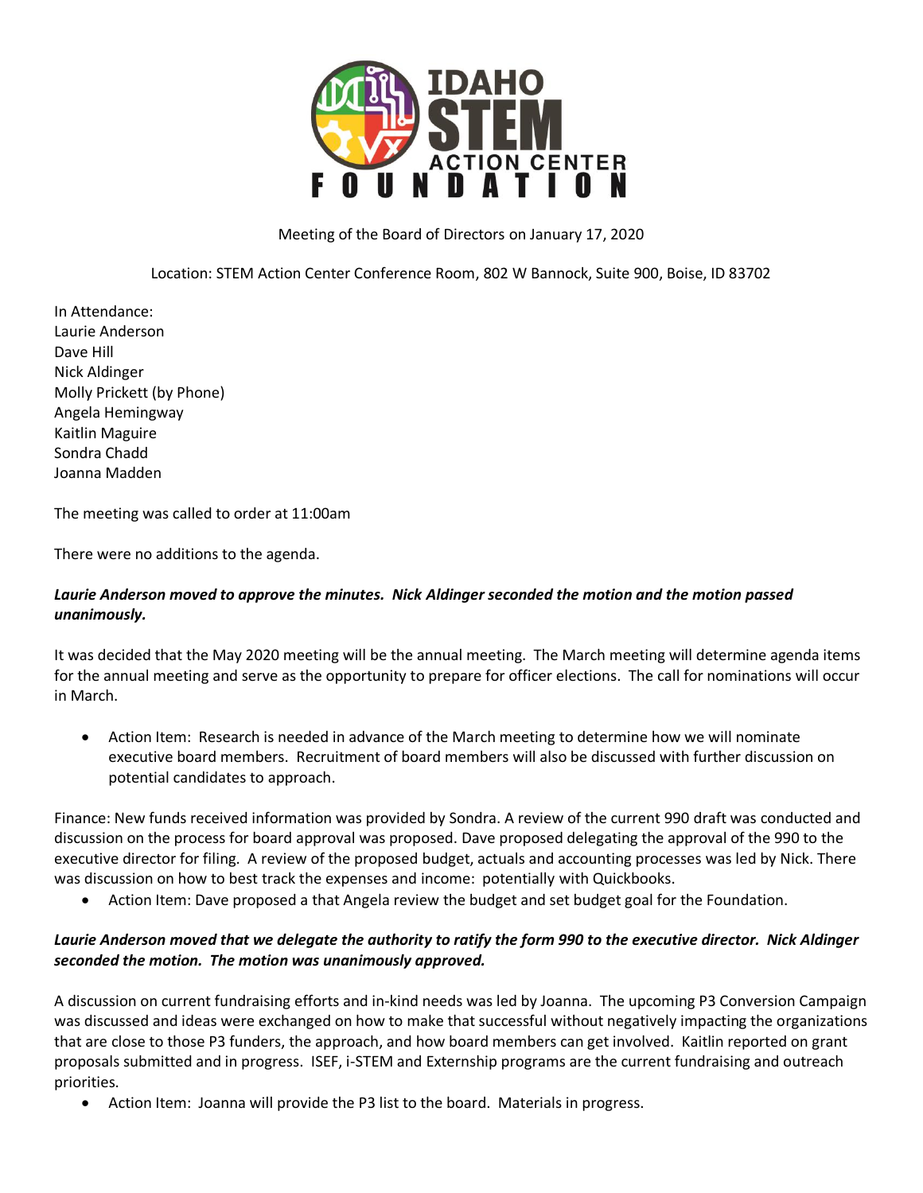Meeting of the Board of Directors on January 17, 2020

Location: STEM Action Center Conference Room, 802 W Bannock, Suite 900, Boise, ID 83702

In Attendance:
Laurie Anderson
Dave Hill
Nick Aldinger
Molly Prickett (by Phone)
Angela Hemingway
Kaitlin Maguire
Sondra Chadd
Joanna Madden

The meeting was called to order at 11:00am

There were no additions to the agenda.

***Laurie Anderson moved to approve the minutes. Nick Aldinger seconded the motion and the motion passed unanimously.***

It was decided that the May 2020 meeting will be the annual meeting. The March meeting will determine agenda items for the annual meeting and serve as the opportunity to prepare for officer elections. The call for nominations will occur in March.

- Action Item: Research is needed in advance of the March meeting to determine how we will nominate executive board members. Recruitment of board members will also be discussed with further discussion on potential candidates to approach.

Finance: New funds received information was provided by Sondra. A review of the current 990 draft was conducted and discussion on the process for board approval was proposed. Dave proposed delegating the approval of the 990 to the executive director for filing. A review of the proposed budget, actuals and accounting processes was led by Nick. There was discussion on how to best track the expenses and income: potentially with Quickbooks.

- Action Item: Dave proposed a that Angela review the budget and set budget goal for the Foundation.

***Laurie Anderson moved that we delegate the authority to ratify the form 990 to the executive director. Nick Aldinger seconded the motion. The motion was unanimously approved.***

A discussion on current fundraising efforts and in-kind needs was led by Joanna. The upcoming P3 Conversion Campaign was discussed and ideas were exchanged on how to make that successful without negatively impacting the organizations that are close to those P3 funders, the approach, and how board members can get involved. Kaitlin reported on grant proposals submitted and in progress. ISEF, i-STEM and Externship programs are the current fundraising and outreach priorities.

- Action Item: Joanna will provide the P3 list to the board. Materials in progress.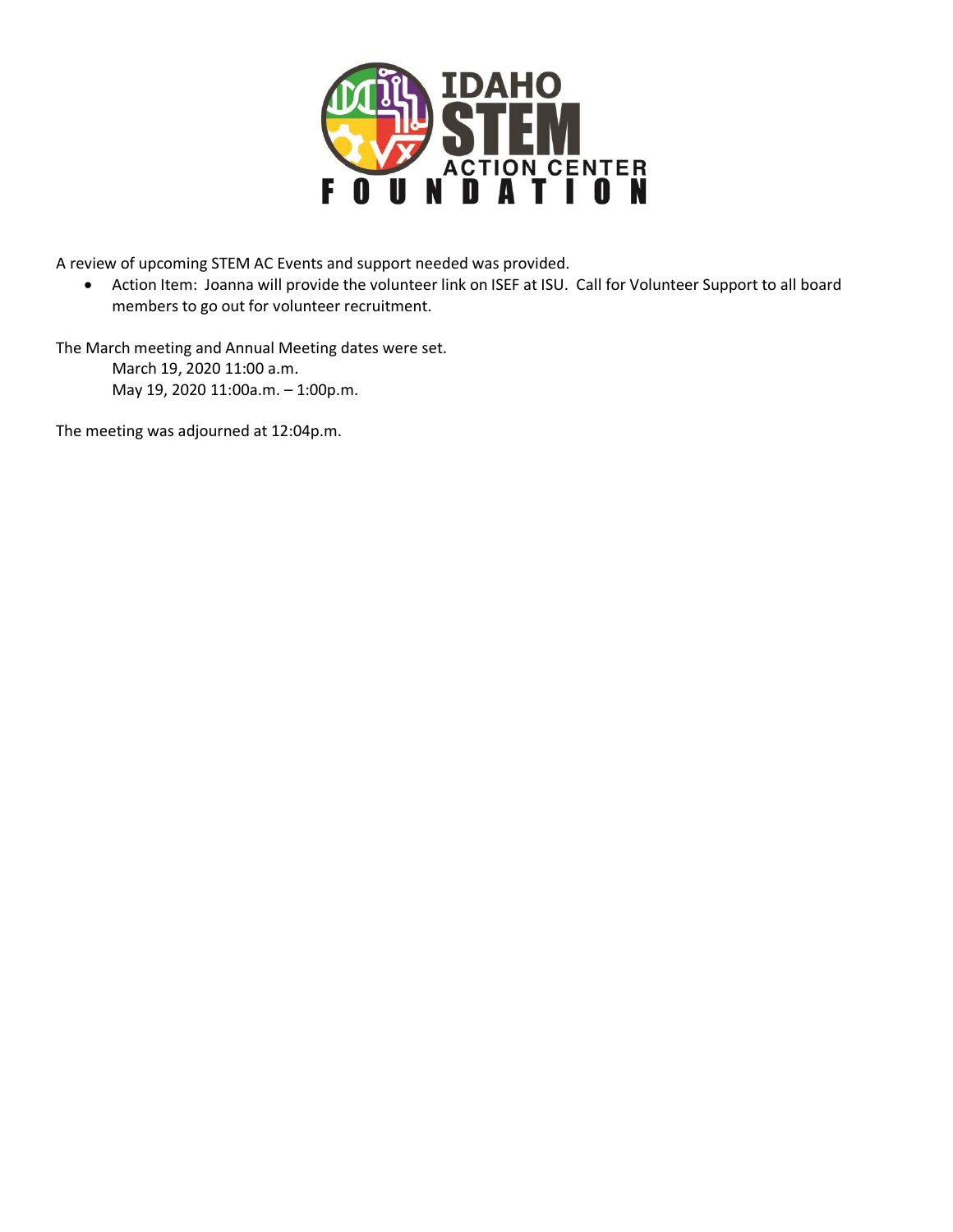A review of upcoming STEM AC Events and support needed was provided.

- Action Item: Joanna will provide the volunteer link on ISEF at ISU. Call for Volunteer Support to all board members to go out for volunteer recruitment.

The March meeting and Annual Meeting dates were set.

March 19, 2020 11:00 a.m.
May 19, 2020 11:00a.m. – 1:00p.m.

The meeting was adjourned at 12:04p.m.